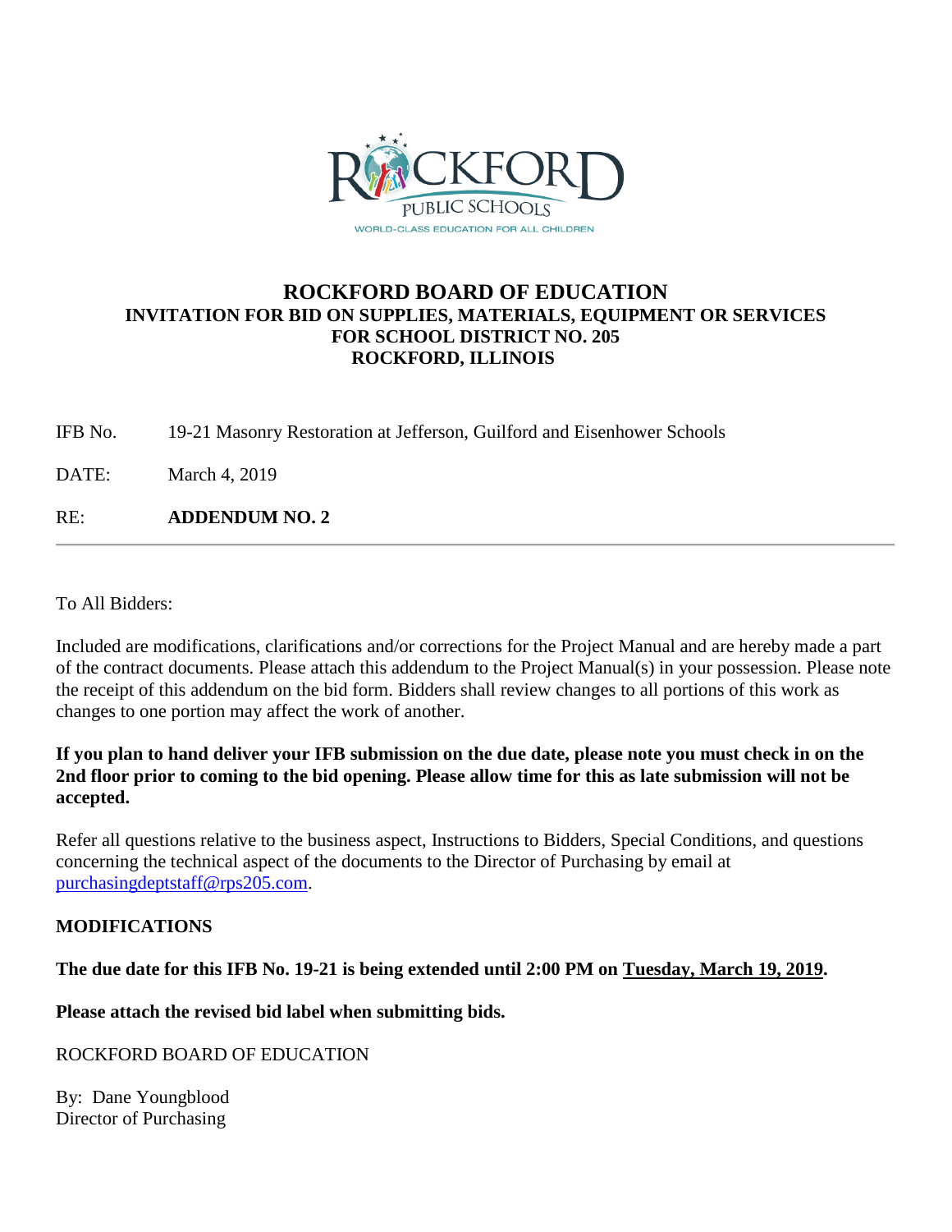# ROCKFORD BOARD OF EDUCATION

## INVITATION FOR BID ON SUPPLIES, MATERIALS, EQUIPMENT OR SERVICES FOR SCHOOL DISTRICT NO. 205 ROCKFORD, ILLINOIS

IFB No. 19-21 Masonry Restoration at Jefferson, Guilford and Eisenhower Schools

DATE: March 4, 2019

RE: **ADDENDUM NO. 2**

---

To All Bidders:

Included are modifications, clarifications and/or corrections for the Project Manual and are hereby made a part of the contract documents. Please attach this addendum to the Project Manual(s) in your possession. Please note the receipt of this addendum on the bid form. Bidders shall review changes to all portions of this work as changes to one portion may affect the work of another.

**If you plan to hand deliver your IFB submission on the due date, please note you must check in on the 2nd floor prior to coming to the bid opening. Please allow time for this as late submission will not be accepted.**

Refer all questions relative to the business aspect, Instructions to Bidders, Special Conditions, and questions concerning the technical aspect of the documents to the Director of Purchasing by email at purchasingdeptstaff@rps205.com.

**MODIFICATIONS**

**The due date for this IFB No. 19-21 is being extended until 2:00 PM on Tuesday, March 19, 2019.**

**Please attach the revised bid label when submitting bids.**

ROCKFORD BOARD OF EDUCATION

By: Dane Youngblood
Director of Purchasing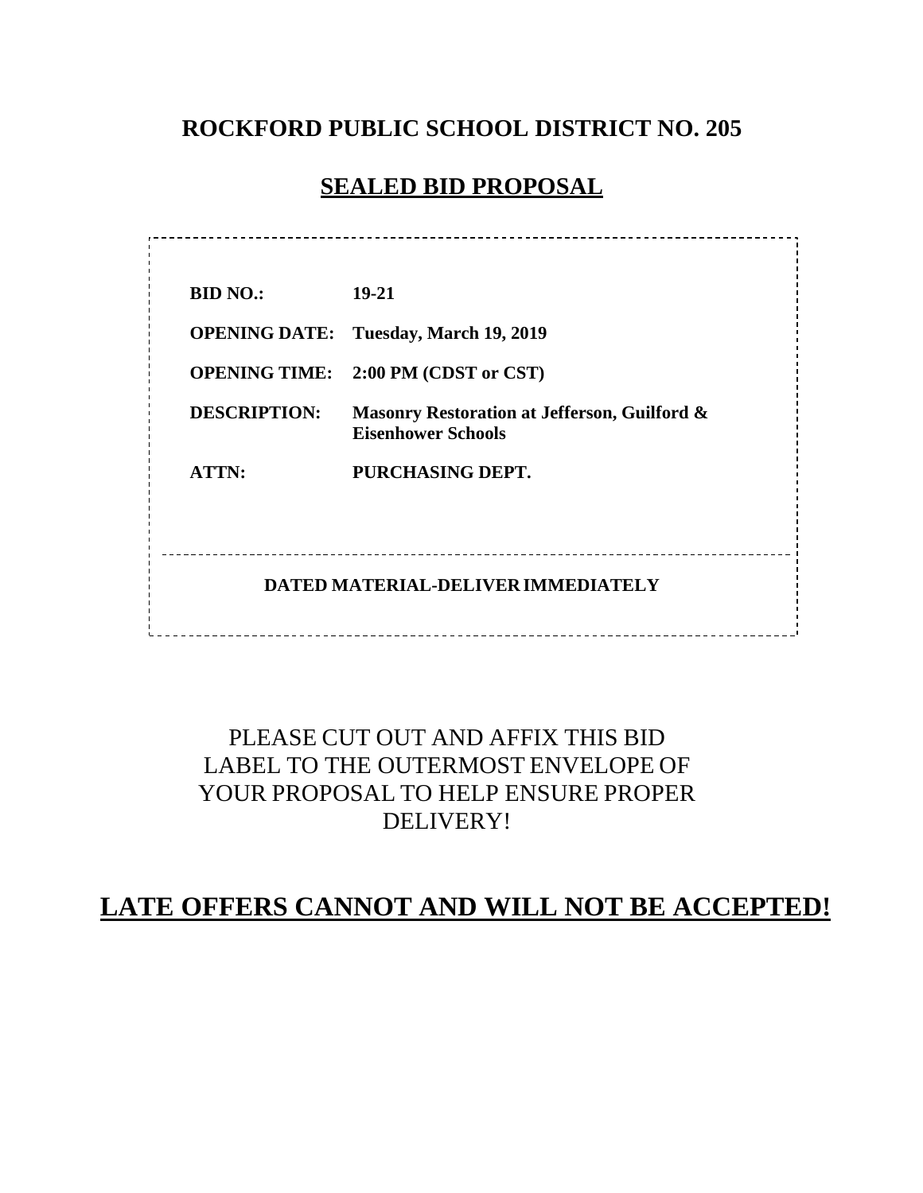# ROCKFORD PUBLIC SCHOOL DISTRICT NO. 205

## SEALED BID PROPOSAL

| | |
|---|---|
| **BID NO.:** | **19-21** |
| **OPENING DATE:** | **Tuesday, March 19, 2019** |
| **OPENING TIME:** | **2:00 PM (CDST or CST)** |
| **DESCRIPTION:** | **Masonry Restoration at Jefferson, Guilford & Eisenhower Schools** |
| **ATTN:** | **PURCHASING DEPT.** |

**DATED MATERIAL-DELIVER IMMEDIATELY**

PLEASE CUT OUT AND AFFIX THIS BID LABEL TO THE OUTERMOST ENVELOPE OF YOUR PROPOSAL TO HELP ENSURE PROPER DELIVERY!

## LATE OFFERS CANNOT AND WILL NOT BE ACCEPTED!